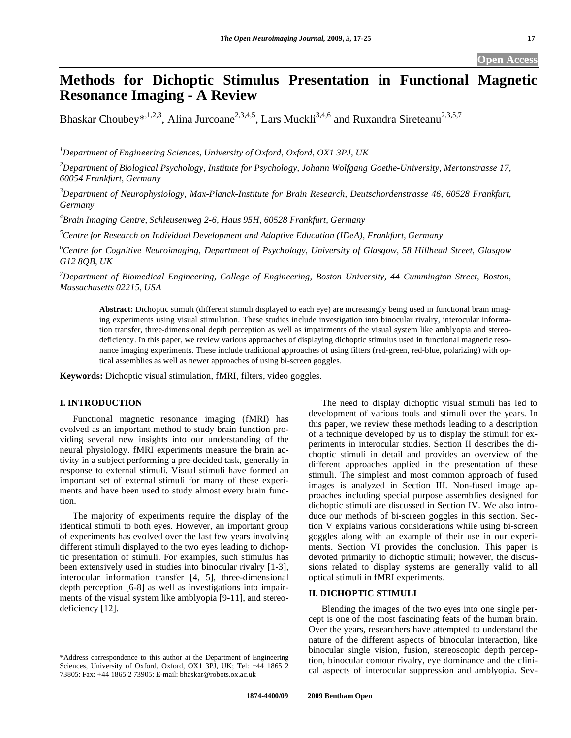# Methods for Dichoptic Stimulus Presentation in Functional Magnetic Resonance Imaging - A Review

Bhaskar Choubey*[,1,2,3], Alina Jurcoane[2,3,4,5], Lars Muckli[3,4,6] and Ruxandra Sireteanu[2,3,5,7]

[1] *Department of Engineering Sciences, University of Oxford, Oxford, OX1 3PJ, UK*

[2] *Department of Biological Psychology, Institute for Psychology, Johann Wolfgang Goethe-University, Mertonstrasse 17, 60054 Frankfurt, Germany*

[3] *Department of Neurophysiology, Max-Planck-Institute for Brain Research, Deutschordenstrasse 46, 60528 Frankfurt, Germany*

[4] *Brain Imaging Centre, Schleusenweg 2-6, Haus 95H, 60528 Frankfurt, Germany*

[5] *Centre for Research on Individual Development and Adaptive Education (IDeA), Frankfurt, Germany*

[6] *Centre for Cognitive Neuroimaging, Department of Psychology, University of Glasgow, 58 Hillhead Street, Glasgow G12 8QB, UK*

[7] *Department of Biomedical Engineering, College of Engineering, Boston University, 44 Cummington Street, Boston, Massachusetts 02215, USA*

**Abstract:** Dichoptic stimuli (different stimuli displayed to each eye) are increasingly being used in functional brain imaging experiments using visual stimulation. These studies include investigation into binocular rivalry, interocular information transfer, three-dimensional depth perception as well as impairments of the visual system like amblyopia and stereodeficiency. In this paper, we review various approaches of displaying dichoptic stimulus used in functional magnetic resonance imaging experiments. These include traditional approaches of using filters (red-green, red-blue, polarizing) with optical assemblies as well as newer approaches of using bi-screen goggles.

**Keywords:** Dichoptic visual stimulation, fMRI, filters, video goggles.

## I. INTRODUCTION

Functional magnetic resonance imaging (fMRI) has evolved as an important method to study brain function providing several new insights into our understanding of the neural physiology. fMRI experiments measure the brain activity in a subject performing a pre-decided task, generally in response to external stimuli. Visual stimuli have formed an important set of external stimuli for many of these experiments and have been used to study almost every brain function.

The majority of experiments require the display of the identical stimuli to both eyes. However, an important group of experiments has evolved over the last few years involving different stimuli displayed to the two eyes leading to dichoptic presentation of stimuli. For examples, such stimulus has been extensively used in studies into binocular rivalry [1-3], interocular information transfer [4, 5], three-dimensional depth perception [6-8] as well as investigations into impairments of the visual system like amblyopia [9-11], and stereodeficiency [12].

The need to display dichoptic visual stimuli has led to development of various tools and stimuli over the years. In this paper, we review these methods leading to a description of a technique developed by us to display the stimuli for experiments in interocular studies. Section II describes the dichoptic stimuli in detail and provides an overview of the different approaches applied in the presentation of these stimuli. The simplest and most common approach of fused images is analyzed in Section III. Non-fused image approaches including special purpose assemblies designed for dichoptic stimuli are discussed in Section IV. We also introduce our methods of bi-screen goggles in this section. Section V explains various considerations while using bi-screen goggles along with an example of their use in our experiments. Section VI provides the conclusion. This paper is devoted primarily to dichoptic stimuli; however, the discussions related to display systems are generally valid to all optical stimuli in fMRI experiments.

## II. DICHOPTIC STIMULI

Blending the images of the two eyes into one single percept is one of the most fascinating feats of the human brain. Over the years, researchers have attempted to understand the nature of the different aspects of binocular interaction, like binocular single vision, fusion, stereoscopic depth perception, binocular contour rivalry, eye dominance and the clinical aspects of interocular suppression and amblyopia. Sev-

*Address correspondence to this author at the Department of Engineering Sciences, University of Oxford, Oxford, OX1 3PJ, UK; Tel: +44 1865 2 73805; Fax: +44 1865 2 73905; E-mail: bhaskar@robots.ox.ac.uk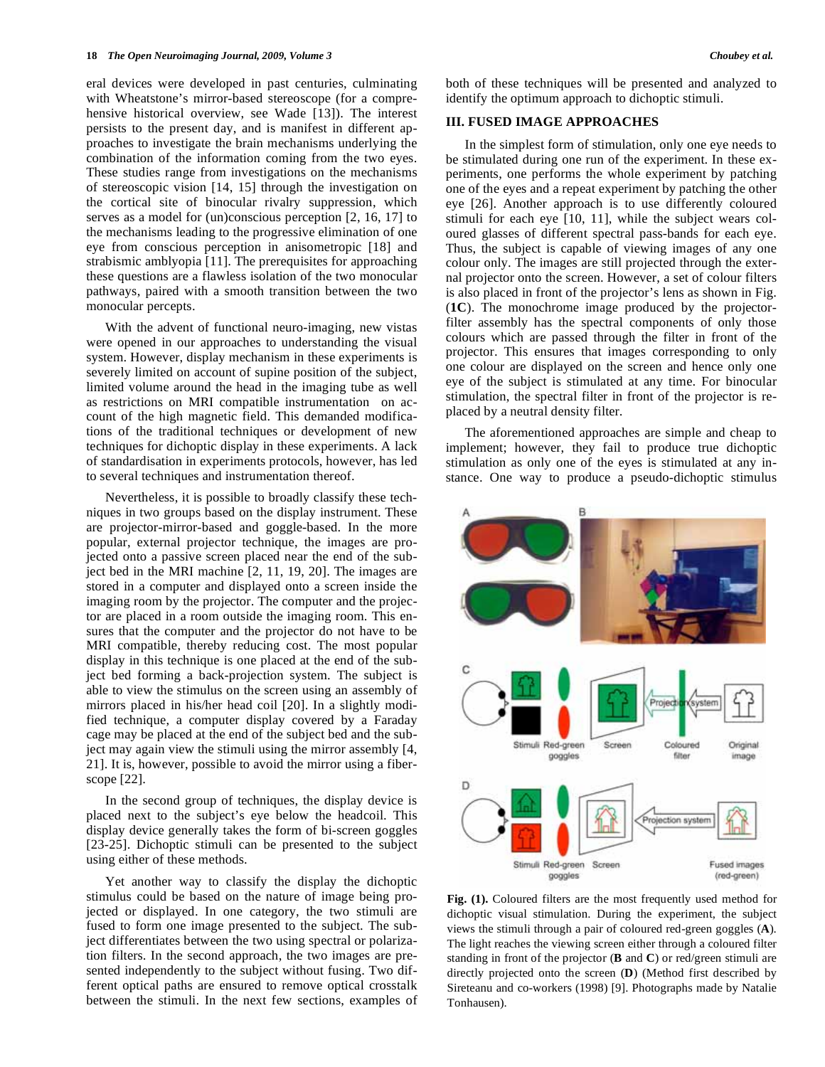eral devices were developed in past centuries, culminating with Wheatstone's mirror-based stereoscope (for a comprehensive historical overview, see Wade [13]). The interest persists to the present day, and is manifest in different approaches to investigate the brain mechanisms underlying the combination of the information coming from the two eyes. These studies range from investigations on the mechanisms of stereoscopic vision [14, 15] through the investigation on the cortical site of binocular rivalry suppression, which serves as a model for (un)conscious perception [2, 16, 17] to the mechanisms leading to the progressive elimination of one eye from conscious perception in anisometropic [18] and strabismic amblyopia [11]. The prerequisites for approaching these questions are a flawless isolation of the two monocular pathways, paired with a smooth transition between the two monocular percepts.

With the advent of functional neuro-imaging, new vistas were opened in our approaches to understanding the visual system. However, display mechanism in these experiments is severely limited on account of supine position of the subject, limited volume around the head in the imaging tube as well as restrictions on MRI compatible instrumentation on account of the high magnetic field. This demanded modifications of the traditional techniques or development of new techniques for dichoptic display in these experiments. A lack of standardisation in experiments protocols, however, has led to several techniques and instrumentation thereof.

Nevertheless, it is possible to broadly classify these techniques in two groups based on the display instrument. These are projector-mirror-based and goggle-based. In the more popular, external projector technique, the images are projected onto a passive screen placed near the end of the subject bed in the MRI machine [2, 11, 19, 20]. The images are stored in a computer and displayed onto a screen inside the imaging room by the projector. The computer and the projector are placed in a room outside the imaging room. This ensures that the computer and the projector do not have to be MRI compatible, thereby reducing cost. The most popular display in this technique is one placed at the end of the subject bed forming a back-projection system. The subject is able to view the stimulus on the screen using an assembly of mirrors placed in his/her head coil [20]. In a slightly modified technique, a computer display covered by a Faraday cage may be placed at the end of the subject bed and the subject may again view the stimuli using the mirror assembly [4, 21]. It is, however, possible to avoid the mirror using a fiberscope [22].

In the second group of techniques, the display device is placed next to the subject's eye below the headcoil. This display device generally takes the form of bi-screen goggles [23-25]. Dichoptic stimuli can be presented to the subject using either of these methods.

Yet another way to classify the display the dichoptic stimulus could be based on the nature of image being projected or displayed. In one category, the two stimuli are fused to form one image presented to the subject. The subject differentiates between the two using spectral or polarization filters. In the second approach, the two images are presented independently to the subject without fusing. Two different optical paths are ensured to remove optical crosstalk between the stimuli. In the next few sections, examples of both of these techniques will be presented and analyzed to identify the optimum approach to dichoptic stimuli.

## III. FUSED IMAGE APPROACHES

In the simplest form of stimulation, only one eye needs to be stimulated during one run of the experiment. In these experiments, one performs the whole experiment by patching one of the eyes and a repeat experiment by patching the other eye [26]. Another approach is to use differently coloured stimuli for each eye [10, 11], while the subject wears coloured glasses of different spectral pass-bands for each eye. Thus, the subject is capable of viewing images of any one colour only. The images are still projected through the external projector onto the screen. However, a set of colour filters is also placed in front of the projector's lens as shown in Fig. (**1C**). The monochrome image produced by the projector-filter assembly has the spectral components of only those colours which are passed through the filter in front of the projector. This ensures that images corresponding to only one colour are displayed on the screen and hence only one eye of the subject is stimulated at any time. For binocular stimulation, the spectral filter in front of the projector is replaced by a neutral density filter.

The aforementioned approaches are simple and cheap to implement; however, they fail to produce true dichoptic stimulation as only one of the eyes is stimulated at any instance. One way to produce a pseudo-dichoptic stimulus

**Fig. (1).** Coloured filters are the most frequently used method for dichoptic visual stimulation. During the experiment, the subject views the stimuli through a pair of coloured red-green goggles (**A**). The light reaches the viewing screen either through a coloured filter standing in front of the projector (**B** and **C**) or red/green stimuli are directly projected onto the screen (**D**) (Method first described by Sireteanu and co-workers (1998) [9]. Photographs made by Natalie Tonhausen).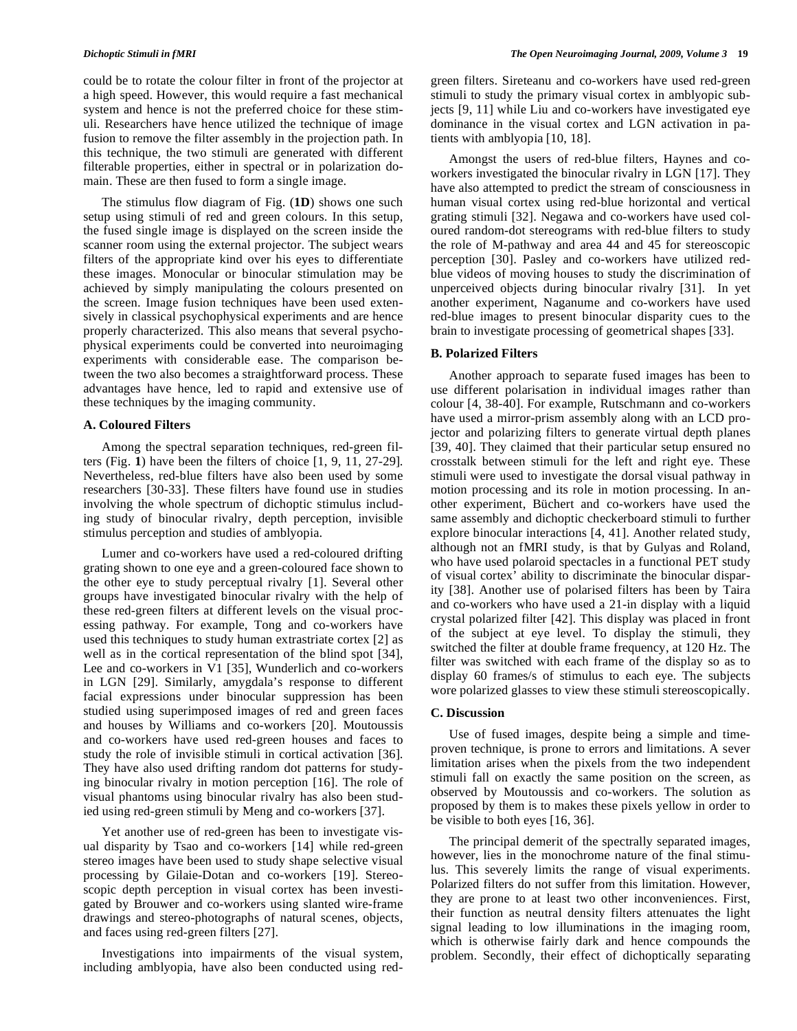could be to rotate the colour filter in front of the projector at a high speed. However, this would require a fast mechanical system and hence is not the preferred choice for these stimuli. Researchers have hence utilized the technique of image fusion to remove the filter assembly in the projection path. In this technique, the two stimuli are generated with different filterable properties, either in spectral or in polarization domain. These are then fused to form a single image.

The stimulus flow diagram of Fig. (**1D**) shows one such setup using stimuli of red and green colours. In this setup, the fused single image is displayed on the screen inside the scanner room using the external projector. The subject wears filters of the appropriate kind over his eyes to differentiate these images. Monocular or binocular stimulation may be achieved by simply manipulating the colours presented on the screen. Image fusion techniques have been used extensively in classical psychophysical experiments and are hence properly characterized. This also means that several psychophysical experiments could be converted into neuroimaging experiments with considerable ease. The comparison between the two also becomes a straightforward process. These advantages have hence, led to rapid and extensive use of these techniques by the imaging community.

### A. Coloured Filters

Among the spectral separation techniques, red-green filters (Fig. **1**) have been the filters of choice [1, 9, 11, 27-29]. Nevertheless, red-blue filters have also been used by some researchers [30-33]. These filters have found use in studies involving the whole spectrum of dichoptic stimulus including study of binocular rivalry, depth perception, invisible stimulus perception and studies of amblyopia.

Lumer and co-workers have used a red-coloured drifting grating shown to one eye and a green-coloured face shown to the other eye to study perceptual rivalry [1]. Several other groups have investigated binocular rivalry with the help of these red-green filters at different levels on the visual processing pathway. For example, Tong and co-workers have used this techniques to study human extrastriate cortex [2] as well as in the cortical representation of the blind spot [34], Lee and co-workers in V1 [35], Wunderlich and co-workers in LGN [29]. Similarly, amygdala's response to different facial expressions under binocular suppression has been studied using superimposed images of red and green faces and houses by Williams and co-workers [20]. Moutoussis and co-workers have used red-green houses and faces to study the role of invisible stimuli in cortical activation [36]. They have also used drifting random dot patterns for studying binocular rivalry in motion perception [16]. The role of visual phantoms using binocular rivalry has also been studied using red-green stimuli by Meng and co-workers [37].

Yet another use of red-green has been to investigate visual disparity by Tsao and co-workers [14] while red-green stereo images have been used to study shape selective visual processing by Gilaie-Dotan and co-workers [19]. Stereoscopic depth perception in visual cortex has been investigated by Brouwer and co-workers using slanted wire-frame drawings and stereo-photographs of natural scenes, objects, and faces using red-green filters [27].

Investigations into impairments of the visual system, including amblyopia, have also been conducted using red-green filters. Sireteanu and co-workers have used red-green stimuli to study the primary visual cortex in amblyopic subjects [9, 11] while Liu and co-workers have investigated eye dominance in the visual cortex and LGN activation in patients with amblyopia [10, 18].

Amongst the users of red-blue filters, Haynes and co-workers investigated the binocular rivalry in LGN [17]. They have also attempted to predict the stream of consciousness in human visual cortex using red-blue horizontal and vertical grating stimuli [32]. Negawa and co-workers have used coloured random-dot stereograms with red-blue filters to study the role of M-pathway and area 44 and 45 for stereoscopic perception [30]. Pasley and co-workers have utilized red-blue videos of moving houses to study the discrimination of unperceived objects during binocular rivalry [31]. In yet another experiment, Naganume and co-workers have used red-blue images to present binocular disparity cues to the brain to investigate processing of geometrical shapes [33].

### B. Polarized Filters

Another approach to separate fused images has been to use different polarisation in individual images rather than colour [4, 38-40]. For example, Rutschmann and co-workers have used a mirror-prism assembly along with an LCD projector and polarizing filters to generate virtual depth planes [39, 40]. They claimed that their particular setup ensured no crosstalk between stimuli for the left and right eye. These stimuli were used to investigate the dorsal visual pathway in motion processing and its role in motion processing. In another experiment, Büchert and co-workers have used the same assembly and dichoptic checkerboard stimuli to further explore binocular interactions [4, 41]. Another related study, although not an fMRI study, is that by Gulyas and Roland, who have used polaroid spectacles in a functional PET study of visual cortex' ability to discriminate the binocular disparity [38]. Another use of polarised filters has been by Taira and co-workers who have used a 21-in display with a liquid crystal polarized filter [42]. This display was placed in front of the subject at eye level. To display the stimuli, they switched the filter at double frame frequency, at 120 Hz. The filter was switched with each frame of the display so as to display 60 frames/s of stimulus to each eye. The subjects wore polarized glasses to view these stimuli stereoscopically.

### C. Discussion

Use of fused images, despite being a simple and time-proven technique, is prone to errors and limitations. A sever limitation arises when the pixels from the two independent stimuli fall on exactly the same position on the screen, as observed by Moutoussis and co-workers. The solution as proposed by them is to makes these pixels yellow in order to be visible to both eyes [16, 36].

The principal demerit of the spectrally separated images, however, lies in the monochrome nature of the final stimulus. This severely limits the range of visual experiments. Polarized filters do not suffer from this limitation. However, they are prone to at least two other inconveniences. First, their function as neutral density filters attenuates the light signal leading to low illuminations in the imaging room, which is otherwise fairly dark and hence compounds the problem. Secondly, their effect of dichoptically separating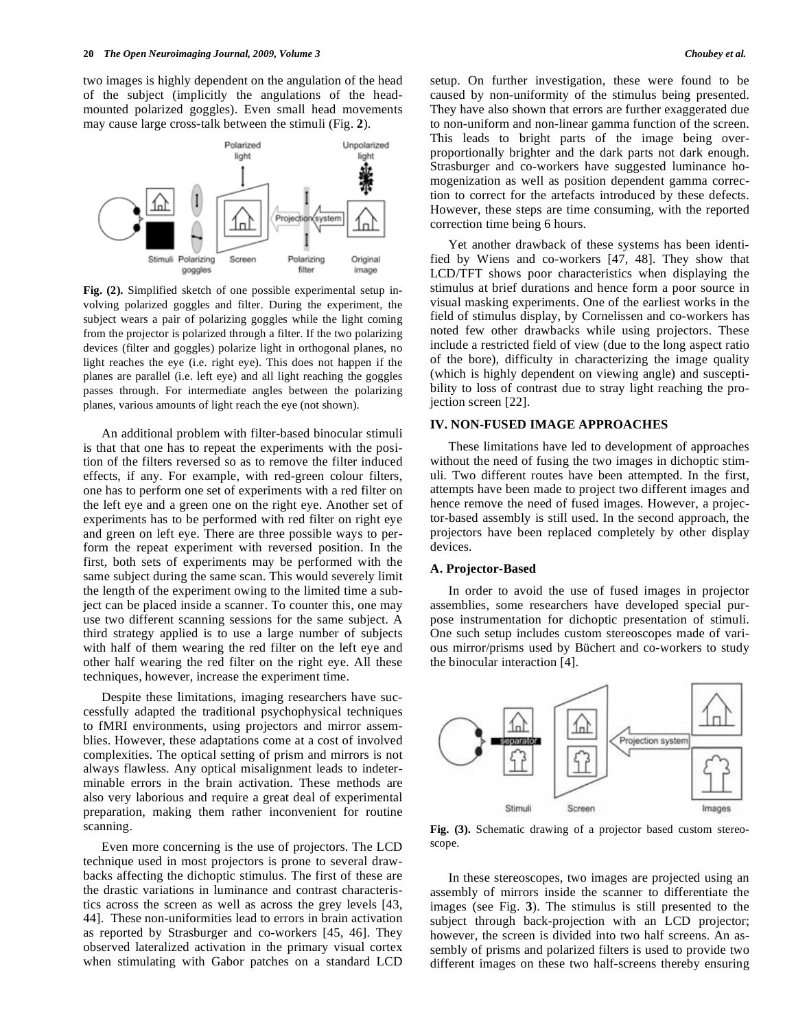two images is highly dependent on the angulation of the head of the subject (implicitly the angulations of the head-mounted polarized goggles). Even small head movements may cause large cross-talk between the stimuli (Fig. **2**).

**Fig. (2).** Simplified sketch of one possible experimental setup involving polarized goggles and filter. During the experiment, the subject wears a pair of polarizing goggles while the light coming from the projector is polarized through a filter. If the two polarizing devices (filter and goggles) polarize light in orthogonal planes, no light reaches the eye (i.e. right eye). This does not happen if the planes are parallel (i.e. left eye) and all light reaching the goggles passes through. For intermediate angles between the polarizing planes, various amounts of light reach the eye (not shown).

An additional problem with filter-based binocular stimuli is that that one has to repeat the experiments with the position of the filters reversed so as to remove the filter induced effects, if any. For example, with red-green colour filters, one has to perform one set of experiments with a red filter on the left eye and a green one on the right eye. Another set of experiments has to be performed with red filter on right eye and green on left eye. There are three possible ways to perform the repeat experiment with reversed position. In the first, both sets of experiments may be performed with the same subject during the same scan. This would severely limit the length of the experiment owing to the limited time a subject can be placed inside a scanner. To counter this, one may use two different scanning sessions for the same subject. A third strategy applied is to use a large number of subjects with half of them wearing the red filter on the left eye and other half wearing the red filter on the right eye. All these techniques, however, increase the experiment time.

Despite these limitations, imaging researchers have successfully adapted the traditional psychophysical techniques to fMRI environments, using projectors and mirror assemblies. However, these adaptations come at a cost of involved complexities. The optical setting of prism and mirrors is not always flawless. Any optical misalignment leads to indeterminable errors in the brain activation. These methods are also very laborious and require a great deal of experimental preparation, making them rather inconvenient for routine scanning.

Even more concerning is the use of projectors. The LCD technique used in most projectors is prone to several drawbacks affecting the dichoptic stimulus. The first of these are the drastic variations in luminance and contrast characteristics across the screen as well as across the grey levels [43, 44]. These non-uniformities lead to errors in brain activation as reported by Strasburger and co-workers [45, 46]. They observed lateralized activation in the primary visual cortex when stimulating with Gabor patches on a standard LCD setup. On further investigation, these were found to be caused by non-uniformity of the stimulus being presented. They have also shown that errors are further exaggerated due to non-uniform and non-linear gamma function of the screen. This leads to bright parts of the image being over-proportionally brighter and the dark parts not dark enough. Strasburger and co-workers have suggested luminance homogenization as well as position dependent gamma correction to correct for the artefacts introduced by these defects. However, these steps are time consuming, with the reported correction time being 6 hours.

Yet another drawback of these systems has been identified by Wiens and co-workers [47, 48]. They show that LCD/TFT shows poor characteristics when displaying the stimulus at brief durations and hence form a poor source in visual masking experiments. One of the earliest works in the field of stimulus display, by Cornelissen and co-workers has noted few other drawbacks while using projectors. These include a restricted field of view (due to the long aspect ratio of the bore), difficulty in characterizing the image quality (which is highly dependent on viewing angle) and susceptibility to loss of contrast due to stray light reaching the projection screen [22].

## IV. NON-FUSED IMAGE APPROACHES

These limitations have led to development of approaches without the need of fusing the two images in dichoptic stimuli. Two different routes have been attempted. In the first, attempts have been made to project two different images and hence remove the need of fused images. However, a projector-based assembly is still used. In the second approach, the projectors have been replaced completely by other display devices.

### A. Projector-Based

In order to avoid the use of fused images in projector assemblies, some researchers have developed special purpose instrumentation for dichoptic presentation of stimuli. One such setup includes custom stereoscopes made of various mirror/prisms used by Büchert and co-workers to study the binocular interaction [4].

**Fig. (3).** Schematic drawing of a projector based custom stereoscope.

In these stereoscopes, two images are projected using an assembly of mirrors inside the scanner to differentiate the images (see Fig. **3**). The stimulus is still presented to the subject through back-projection with an LCD projector; however, the screen is divided into two half screens. An assembly of prisms and polarized filters is used to provide two different images on these two half-screens thereby ensuring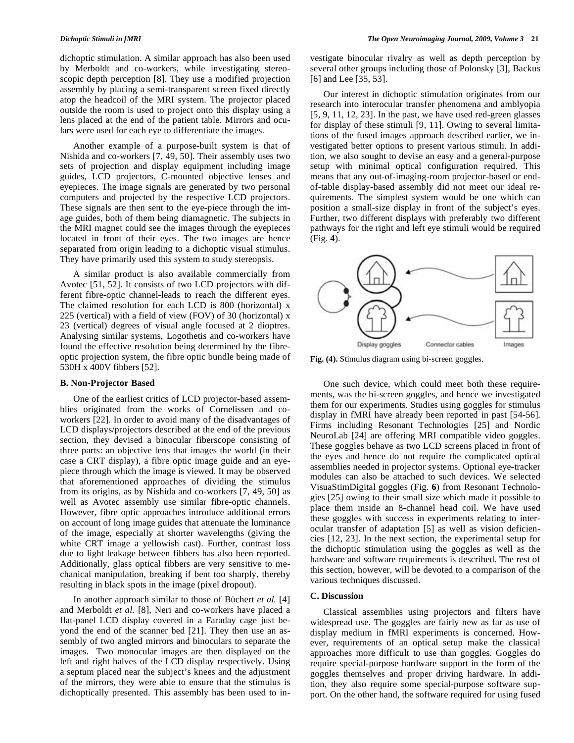dichoptic stimulation. A similar approach has also been used by Merboldt and co-workers, while investigating stereoscopic depth perception [8]. They use a modified projection assembly by placing a semi-transparent screen fixed directly atop the headcoil of the MRI system. The projector placed outside the room is used to project onto this display using a lens placed at the end of the patient table. Mirrors and oculars were used for each eye to differentiate the images.

Another example of a purpose-built system is that of Nishida and co-workers [7, 49, 50]. Their assembly uses two sets of projection and display equipment including image guides, LCD projectors, C-mounted objective lenses and eyepieces. The image signals are generated by two personal computers and projected by the respective LCD projectors. These signals are then sent to the eye-piece through the image guides, both of them being diamagnetic. The subjects in the MRI magnet could see the images through the eyepieces located in front of their eyes. The two images are hence separated from origin leading to a dichoptic visual stimulus. They have primarily used this system to study stereopsis.

A similar product is also available commercially from Avotec [51, 52]. It consists of two LCD projectors with different fibre-optic channel-leads to reach the different eyes. The claimed resolution for each LCD is 800 (horizontal) x 225 (vertical) with a field of view (FOV) of 30 (horizontal) x 23 (vertical) degrees of visual angle focused at 2 dioptres. Analysing similar systems, Logothetis and co-workers have found the effective resolution being determined by the fibre-optic projection system, the fibre optic bundle being made of 530H x 400V fibbers [52].

### B. Non-Projector Based

One of the earliest critics of LCD projector-based assemblies originated from the works of Cornelissen and co-workers [22]. In order to avoid many of the disadvantages of LCD displays/projectors described at the end of the previous section, they devised a binocular fiberscope consisting of three parts: an objective lens that images the world (in their case a CRT display), a fibre optic image guide and an eye-piece through which the image is viewed. It may be observed that aforementioned approaches of dividing the stimulus from its origins, as by Nishida and co-workers [7, 49, 50] as well as Avotec assembly use similar fibre-optic channels. However, fibre optic approaches introduce additional errors on account of long image guides that attenuate the luminance of the image, especially at shorter wavelengths (giving the white CRT image a yellowish cast). Further, contrast loss due to light leakage between fibbers has also been reported. Additionally, glass optical fibbers are very sensitive to mechanical manipulation, breaking if bent too sharply, thereby resulting in black spots in the image (pixel dropout).

In another approach similar to those of Büchert *et al.* [4] and Merboldt *et al.* [8], Neri and co-workers have placed a flat-panel LCD display covered in a Faraday cage just beyond the end of the scanner bed [21]. They then use an assembly of two angled mirrors and binoculars to separate the images. Two monocular images are then displayed on the left and right halves of the LCD display respectively. Using a septum placed near the subject's knees and the adjustment of the mirrors, they were able to ensure that the stimulus is dichoptically presented. This assembly has been used to investigate binocular rivalry as well as depth perception by several other groups including those of Polonsky [3], Backus [6] and Lee [35, 53].

Our interest in dichoptic stimulation originates from our research into interocular transfer phenomena and amblyopia [5, 9, 11, 12, 23]. In the past, we have used red-green glasses for display of these stimuli [9, 11]. Owing to several limitations of the fused images approach described earlier, we investigated better options to present various stimuli. In addition, we also sought to devise an easy and a general-purpose setup with minimal optical configuration required. This means that any out-of-imaging-room projector-based or end-of-table display-based assembly did not meet our ideal requirements. The simplest system would be one which can position a small-size display in front of the subject's eyes. Further, two different displays with preferably two different pathways for the right and left eye stimuli would be required (Fig. **4**).

**Fig. (4).** Stimulus diagram using bi-screen goggles.

One such device, which could meet both these requirements, was the bi-screen goggles, and hence we investigated them for our experiments. Studies using goggles for stimulus display in fMRI have already been reported in past [54-56]. Firms including Resonant Technologies [25] and Nordic NeuroLab [24] are offering MRI compatible video goggles. These goggles behave as two LCD screens placed in front of the eyes and hence do not require the complicated optical assemblies needed in projector systems. Optional eye-tracker modules can also be attached to such devices. We selected VisuaStimDigital goggles (Fig. **6**) from Resonant Technologies [25] owing to their small size which made it possible to place them inside an 8-channel head coil. We have used these goggles with success in experiments relating to interocular transfer of adaptation [5] as well as vision deficiencies [12, 23]. In the next section, the experimental setup for the dichoptic stimulation using the goggles as well as the hardware and software requirements is described. The rest of this section, however, will be devoted to a comparison of the various techniques discussed.

### C. Discussion

Classical assemblies using projectors and filters have widespread use. The goggles are fairly new as far as use of display medium in fMRI experiments is concerned. However, requirements of an optical setup make the classical approaches more difficult to use than goggles. Goggles do require special-purpose hardware support in the form of the goggles themselves and proper driving hardware. In addition, they also require some special-purpose software support. On the other hand, the software required for using fused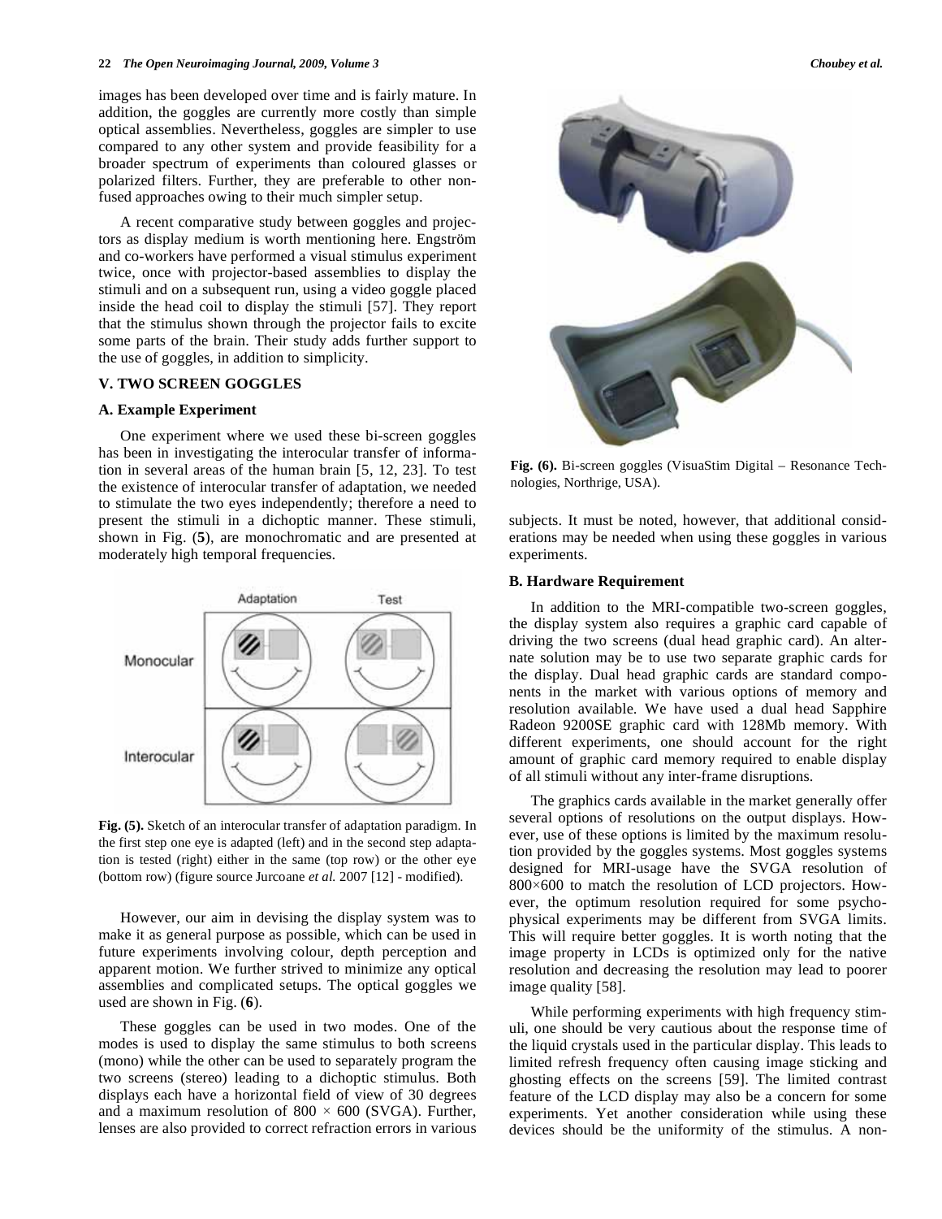images has been developed over time and is fairly mature. In addition, the goggles are currently more costly than simple optical assemblies. Nevertheless, goggles are simpler to use compared to any other system and provide feasibility for a broader spectrum of experiments than coloured glasses or polarized filters. Further, they are preferable to other non-fused approaches owing to their much simpler setup.

A recent comparative study between goggles and projectors as display medium is worth mentioning here. Engström and co-workers have performed a visual stimulus experiment twice, once with projector-based assemblies to display the stimuli and on a subsequent run, using a video goggle placed inside the head coil to display the stimuli [57]. They report that the stimulus shown through the projector fails to excite some parts of the brain. Their study adds further support to the use of goggles, in addition to simplicity.

## V. TWO SCREEN GOGGLES

### A. Example Experiment

One experiment where we used these bi-screen goggles has been in investigating the interocular transfer of information in several areas of the human brain [5, 12, 23]. To test the existence of interocular transfer of adaptation, we needed to stimulate the two eyes independently; therefore a need to present the stimuli in a dichoptic manner. These stimuli, shown in Fig. (**5**), are monochromatic and are presented at moderately high temporal frequencies.

**Fig. (5).** Sketch of an interocular transfer of adaptation paradigm. In the first step one eye is adapted (left) and in the second step adaptation is tested (right) either in the same (top row) or the other eye (bottom row) (figure source Jurcoane *et al.* 2007 [12] - modified).

However, our aim in devising the display system was to make it as general purpose as possible, which can be used in future experiments involving colour, depth perception and apparent motion. We further strived to minimize any optical assemblies and complicated setups. The optical goggles we used are shown in Fig. (**6**).

These goggles can be used in two modes. One of the modes is used to display the same stimulus to both screens (mono) while the other can be used to separately program the two screens (stereo) leading to a dichoptic stimulus. Both displays each have a horizontal field of view of 30 degrees and a maximum resolution of 800 × 600 (SVGA). Further, lenses are also provided to correct refraction errors in various subjects. It must be noted, however, that additional considerations may be needed when using these goggles in various experiments.

**Fig. (6).** Bi-screen goggles (VisuaStim Digital – Resonance Technologies, Northrige, USA).

### B. Hardware Requirement

In addition to the MRI-compatible two-screen goggles, the display system also requires a graphic card capable of driving the two screens (dual head graphic card). An alternate solution may be to use two separate graphic cards for the display. Dual head graphic cards are standard components in the market with various options of memory and resolution available. We have used a dual head Sapphire Radeon 9200SE graphic card with 128Mb memory. With different experiments, one should account for the right amount of graphic card memory required to enable display of all stimuli without any inter-frame disruptions.

The graphics cards available in the market generally offer several options of resolutions on the output displays. However, use of these options is limited by the maximum resolution provided by the goggles systems. Most goggles systems designed for MRI-usage have the SVGA resolution of 800×600 to match the resolution of LCD projectors. However, the optimum resolution required for some psychophysical experiments may be different from SVGA limits. This will require better goggles. It is worth noting that the image property in LCDs is optimized only for the native resolution and decreasing the resolution may lead to poorer image quality [58].

While performing experiments with high frequency stimuli, one should be very cautious about the response time of the liquid crystals used in the particular display. This leads to limited refresh frequency often causing image sticking and ghosting effects on the screens [59]. The limited contrast feature of the LCD display may also be a concern for some experiments. Yet another consideration while using these devices should be the uniformity of the stimulus. A non-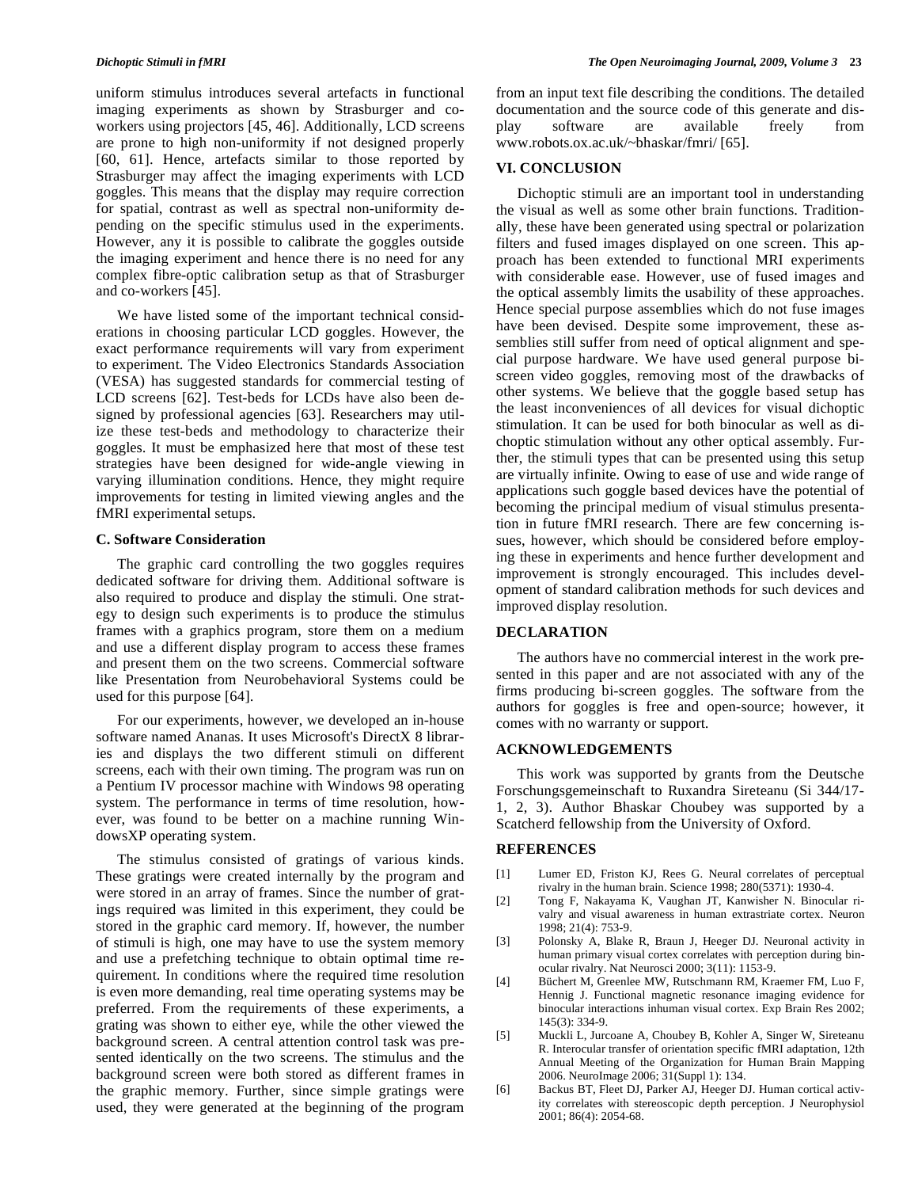uniform stimulus introduces several artefacts in functional imaging experiments as shown by Strasburger and co-workers using projectors [45, 46]. Additionally, LCD screens are prone to high non-uniformity if not designed properly [60, 61]. Hence, artefacts similar to those reported by Strasburger may affect the imaging experiments with LCD goggles. This means that the display may require correction for spatial, contrast as well as spectral non-uniformity depending on the specific stimulus used in the experiments. However, any it is possible to calibrate the goggles outside the imaging experiment and hence there is no need for any complex fibre-optic calibration setup as that of Strasburger and co-workers [45].

We have listed some of the important technical considerations in choosing particular LCD goggles. However, the exact performance requirements will vary from experiment to experiment. The Video Electronics Standards Association (VESA) has suggested standards for commercial testing of LCD screens [62]. Test-beds for LCDs have also been designed by professional agencies [63]. Researchers may utilize these test-beds and methodology to characterize their goggles. It must be emphasized here that most of these test strategies have been designed for wide-angle viewing in varying illumination conditions. Hence, they might require improvements for testing in limited viewing angles and the fMRI experimental setups.

### C. Software Consideration

The graphic card controlling the two goggles requires dedicated software for driving them. Additional software is also required to produce and display the stimuli. One strategy to design such experiments is to produce the stimulus frames with a graphics program, store them on a medium and use a different display program to access these frames and present them on the two screens. Commercial software like Presentation from Neurobehavioral Systems could be used for this purpose [64].

For our experiments, however, we developed an in-house software named Ananas. It uses Microsoft's DirectX 8 libraries and displays the two different stimuli on different screens, each with their own timing. The program was run on a Pentium IV processor machine with Windows 98 operating system. The performance in terms of time resolution, however, was found to be better on a machine running WindowsXP operating system.

The stimulus consisted of gratings of various kinds. These gratings were created internally by the program and were stored in an array of frames. Since the number of gratings required was limited in this experiment, they could be stored in the graphic card memory. If, however, the number of stimuli is high, one may have to use the system memory and use a prefetching technique to obtain optimal time requirement. In conditions where the required time resolution is even more demanding, real time operating systems may be preferred. From the requirements of these experiments, a grating was shown to either eye, while the other viewed the background screen. A central attention control task was presented identically on the two screens. The stimulus and the background screen were both stored as different frames in the graphic memory. Further, since simple gratings were used, they were generated at the beginning of the program from an input text file describing the conditions. The detailed documentation and the source code of this generate and display software are available freely from www.robots.ox.ac.uk/~bhaskar/fmri/ [65].

## VI. CONCLUSION

Dichoptic stimuli are an important tool in understanding the visual as well as some other brain functions. Traditionally, these have been generated using spectral or polarization filters and fused images displayed on one screen. This approach has been extended to functional MRI experiments with considerable ease. However, use of fused images and the optical assembly limits the usability of these approaches. Hence special purpose assemblies which do not fuse images have been devised. Despite some improvement, these assemblies still suffer from need of optical alignment and special purpose hardware. We have used general purpose bi-screen video goggles, removing most of the drawbacks of other systems. We believe that the goggle based setup has the least inconveniences of all devices for visual dichoptic stimulation. It can be used for both binocular as well as dichoptic stimulation without any other optical assembly. Further, the stimuli types that can be presented using this setup are virtually infinite. Owing to ease of use and wide range of applications such goggle based devices have the potential of becoming the principal medium of visual stimulus presentation in future fMRI research. There are few concerning issues, however, which should be considered before employing these in experiments and hence further development and improvement is strongly encouraged. This includes development of standard calibration methods for such devices and improved display resolution.

## DECLARATION

The authors have no commercial interest in the work presented in this paper and are not associated with any of the firms producing bi-screen goggles. The software from the authors for goggles is free and open-source; however, it comes with no warranty or support.

## ACKNOWLEDGEMENTS

This work was supported by grants from the Deutsche Forschungsgemeinschaft to Ruxandra Sireteanu (Si 344/17-1, 2, 3). Author Bhaskar Choubey was supported by a Scatcherd fellowship from the University of Oxford.

## REFERENCES

[1] Lumer ED, Friston KJ, Rees G. Neural correlates of perceptual rivalry in the human brain. Science 1998; 280(5371): 1930-4.

[2] Tong F, Nakayama K, Vaughan JT, Kanwisher N. Binocular rivalry and visual awareness in human extrastriate cortex. Neuron 1998; 21(4): 753-9.

[3] Polonsky A, Blake R, Braun J, Heeger DJ. Neuronal activity in human primary visual cortex correlates with perception during binocular rivalry. Nat Neurosci 2000; 3(11): 1153-9.

[4] Büchert M, Greenlee MW, Rutschmann RM, Kraemer FM, Luo F, Hennig J. Functional magnetic resonance imaging evidence for binocular interactions inhuman visual cortex. Exp Brain Res 2002; 145(3): 334-9.

[5] Muckli L, Jurcoane A, Choubey B, Kohler A, Singer W, Sireteanu R. Interocular transfer of orientation specific fMRI adaptation, 12th Annual Meeting of the Organization for Human Brain Mapping 2006. NeuroImage 2006; 31(Suppl 1): 134.

[6] Backus BT, Fleet DJ, Parker AJ, Heeger DJ. Human cortical activity correlates with stereoscopic depth perception. J Neurophysiol 2001; 86(4): 2054-68.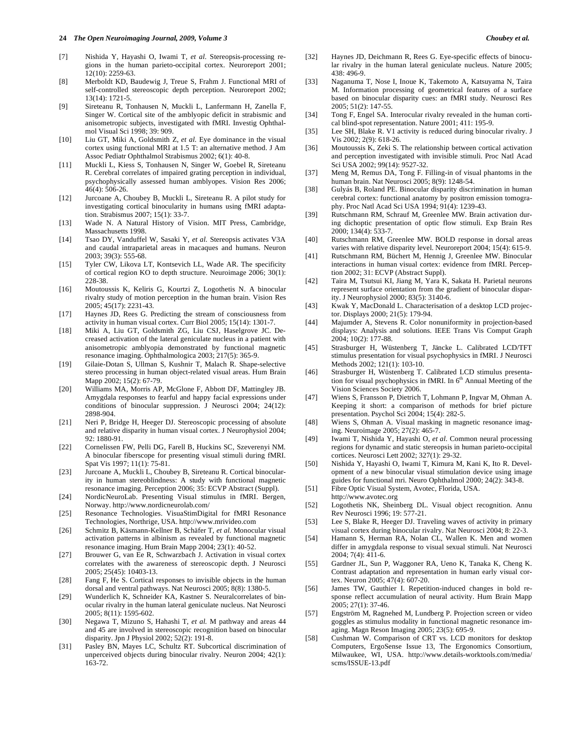[7] Nishida Y, Hayashi O, Iwami T, *et al.* Stereopsis-processing regions in the human parieto-occipital cortex. Neuroreport 2001; 12(10): 2259-63.

[8] Merboldt KD, Baudewig J, Treue S, Frahm J. Functional MRI of self-controlled stereoscopic depth perception. Neuroreport 2002; 13(14): 1721-5.

[9] Sireteanu R, Tonhausen N, Muckli L, Lanfermann H, Zanella F, Singer W. Cortical site of the amblyopic deficit in strabismic and anisometropic subjects, investigated with fMRI. Investig Ophthalmol Visual Sci 1998; 39: 909.

[10] Liu GT, Miki A, Goldsmith Z, *et al.* Eye dominance in the visual cortex using functional MRI at 1.5 T: an alternative method. J Am Assoc Pediatr Ophthalmol Strabismus 2002; 6(1): 40-8.

[11] Muckli L, Kiess S, Tonhausen N, Singer W, Goebel R, Sireteanu R. Cerebral correlates of impaired grating perception in individual, psychophysically assessed human amblyopes. Vision Res 2006; 46(4): 506-26.

[12] Jurcoane A, Choubey B, Muckli L, Sireteanu R. A pilot study for investigating cortical binocularity in humans using fMRI adaptation. Strabismus 2007; 15(1): 33-7.

[13] Wade N. A Natural History of Vision. MIT Press, Cambridge, Massachusetts 1998.

[14] Tsao DY, Vanduffel W, Sasaki Y, *et al.* Stereopsis activates V3A and caudal intraparietal areas in macaques and humans. Neuron 2003; 39(3): 555-68.

[15] Tyler CW, Likova LT, Kontsevich LL, Wade AR. The specificity of cortical region KO to depth structure. Neuroimage 2006; 30(1): 228-38.

[16] Moutoussis K, Keliris G, Kourtzi Z, Logothetis N. A binocular rivalry study of motion perception in the human brain. Vision Res 2005; 45(17): 2231-43.

[17] Haynes JD, Rees G. Predicting the stream of consciousness from activity in human visual cortex. Curr Biol 2005; 15(14): 1301-7.

[18] Miki A, Liu GT, Goldsmith ZG, Liu CSJ, Haselgrove JC. Decreased activation of the lateral geniculate nucleus in a patient with anisometropic amblyopia demonstrated by functional magnetic resonance imaging. Ophthalmologica 2003; 217(5): 365-9.

[19] Gilaie-Dotan S, Ullman S, Kushnir T, Malach R. Shape-selective stereo processing in human object-related visual areas. Hum Brain Mapp 2002; 15(2): 67-79.

[20] Williams MA, Morris AP, McGlone F, Abbott DF, Mattingley JB. Amygdala responses to fearful and happy facial expressions under conditions of binocular suppression. J Neurosci 2004; 24(12): 2898-904.

[21] Neri P, Bridge H, Heeger DJ. Stereoscopic processing of absolute and relative disparity in human visual cortex. J Neurophysiol 2004; 92: 1880-91.

[22] Cornelissen FW, Pelli DG, Farell B, Huckins SC, Szeverenyi NM. A binocular fiberscope for presenting visual stimuli during fMRI. Spat Vis 1997; 11(1): 75-81.

[23] Jurcoane A, Muckli L, Choubey B, Sireteanu R. Cortical binocularity in human stereoblindness: A study with functional magnetic resonance imaging. Perception 2006; 35: ECVP Abstract (Suppl).

[24] NordicNeuroLab. Presenting Visual stimulus in fMRI. Bergen, Norway. http://www.nordicneurolab.com/

[25] Resonance Technologies. VisuaStimDigital for fMRI Resonance Technologies, Northrige, USA. http://www.mrivideo.com

[26] Schmitz B, Käsmann-Kellner B, Schäfer T, *et al.* Monocular visual activation patterns in albinism as revealed by functional magnetic resonance imaging. Hum Brain Mapp 2004; 23(1): 40-52.

[27] Brouwer G, van Ee R, Schwarzbach J. Activation in visual cortex correlates with the awareness of stereoscopic depth. J Neurosci 2005; 25(45): 10403-13.

[28] Fang F, He S. Cortical responses to invisible objects in the human dorsal and ventral pathways. Nat Neurosci 2005; 8(8): 1380-5.

[29] Wunderlich K, Schneider KA, Kastner S. Neuralcorrelates of binocular rivalry in the human lateral geniculate nucleus. Nat Neurosci 2005; 8(11): 1595-602.

[30] Negawa T, Mizuno S, Hahashi T, *et al.* M pathway and areas 44 and 45 are involved in stereoscopic recognition based on binocular disparity. Jpn J Physiol 2002; 52(2): 191-8.

[31] Pasley BN, Mayes LC, Schultz RT. Subcortical discrimination of unperceived objects during binocular rivalry. Neuron 2004; 42(1): 163-72.

[32] Haynes JD, Deichmann R, Rees G. Eye-specific effects of binocular rivalry in the human lateral geniculate nucleus. Nature 2005; 438: 496-9.

[33] Naganuma T, Nose I, Inoue K, Takemoto A, Katsuyama N, Taira M. Information processing of geometrical features of a surface based on binocular disparity cues: an fMRI study. Neurosci Res 2005; 51(2): 147-55.

[34] Tong F, Engel SA. Interocular rivalry revealed in the human cortical blind-spot representation. Nature 2001; 411: 195-9.

[35] Lee SH, Blake R. V1 activity is reduced during binocular rivalry. J Vis 2002; 2(9): 618-26.

[36] Moutoussis K, Zeki S. The relationship between cortical activation and perception investigated with invisible stimuli. Proc Natl Acad Sci USA 2002; 99(14): 9527-32.

[37] Meng M, Remus DA, Tong F. Filling-in of visual phantoms in the human brain. Nat Neurosci 2005; 8(9): 1248-54.

[38] Gulyás B, Roland PE. Binocular disparity discrimination in human cerebral cortex: functional anatomy by positron emission tomography. Proc Natl Acad Sci USA 1994; 91(4): 1239-43.

[39] Rutschmann RM, Schrauf M, Greenlee MW. Brain activation during dichoptic presentation of optic flow stimuli. Exp Brain Res 2000; 134(4): 533-7.

[40] Rutschmann RM, Greenlee MW. BOLD response in dorsal areas varies with relative disparity level. Neuroreport 2004; 15(4): 615-9.

[41] Rutschmann RM, Büchert M, Hennig J, Greenlee MW. Binocular interactions in human visual cortex: evidence from fMRI. Perception 2002; 31: ECVP (Abstract Suppl).

[42] Taira M, Tsutsui KI, Jiang M, Yara K, Sakata H. Parietal neurons represent surface orientation from the gradient of binocular disparity. J Neurophysiol 2000; 83(5): 3140-6.

[43] Kwak Y, MacDonald L. Characterisation of a desktop LCD projector. Displays 2000; 21(5): 179-94.

[44] Majumder A, Stevens R. Color nonuniformity in projection-based displays: Analysis and solutions. IEEE Trans Vis Comput Graph 2004; 10(2): 177-88.

[45] Strasburger H, Wüstenberg T, Jäncke L. Calibrated LCD/TFT stimulus presentation for visual psychophysics in fMRI. J Neurosci Methods 2002; 121(1): 103-10.

[46] Strasburger H, Wüstenberg T. Calibrated LCD stimulus presentation for visual psychophysics in fMRI. In 6th Annual Meeting of the Vision Sciences Society 2006.

[47] Wiens S, Fransson P, Dietrich T, Lohmann P, Ingvar M, Ohman A. Keeping it short: a comparison of methods for brief picture presentation. Psychol Sci 2004; 15(4): 282-5.

[48] Wiens S, Ohman A. Visual masking in magnetic resonance imaging. Neuroimage 2005; 27(2): 465-7.

[49] Iwami T, Nishida Y, Hayashi O, *et al.* Common neural processing regions for dynamic and static stereopsis in human parieto-occipital cortices. Neurosci Lett 2002; 327(1): 29-32.

[50] Nishida Y, Hayashi O, Iwami T, Kimura M, Kani K, Ito R. Development of a new binocular visual stimulation device using image guides for functional mri. Neuro Ophthalmol 2000; 24(2): 343-8.

[51] Fibre Optic Visual System, Avotec, Florida, USA. http://www.avotec.org

[52] Logothetis NK, Sheinberg DL. Visual object recognition. Annu Rev Neurosci 1996; 19: 577-21.

[53] Lee S, Blake R, Heeger DJ. Traveling waves of activity in primary visual cortex during binocular rivalry. Nat Neurosci 2004; 8: 22-3.

[54] Hamann S, Herman RA, Nolan CL, Wallen K. Men and women differ in amygdala response to visual sexual stimuli. Nat Neurosci 2004; 7(4): 411-6.

[55] Gardner JL, Sun P, Waggoner RA, Ueno K, Tanaka K, Cheng K. Contrast adaptation and representation in human early visual cortex. Neuron 2005; 47(4): 607-20.

[56] James TW, Gauthier I. Repetition-induced changes in bold response reflect accumulation of neural activity. Hum Brain Mapp 2005; 27(1): 37-46.

[57] Engström M, Ragnehed M, Lundberg P. Projection screen or video goggles as stimulus modality in functional magnetic resonance imaging. Magn Reson Imaging 2005; 23(5): 695-9.

[58] Cushman W. Comparison of CRT vs. LCD monitors for desktop Computers, ErgoSense Issue 13, The Ergonomics Consortium, Milwaukee, WI, USA. http://www.details-worktools.com/media/scms/ISSUE-13.pdf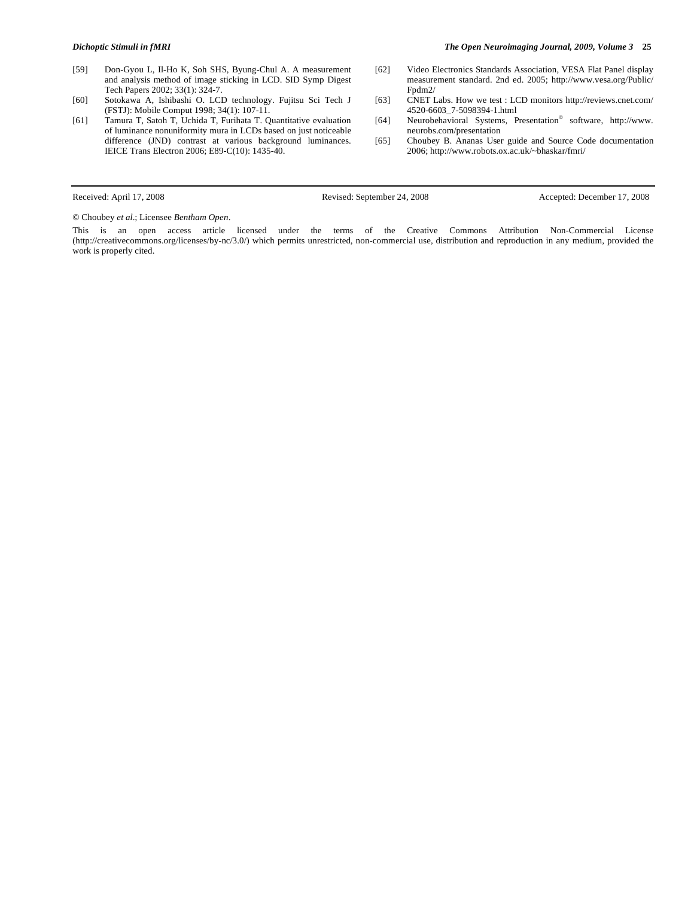[59] Don-Gyou L, Il-Ho K, Soh SHS, Byung-Chul A. A measurement and analysis method of image sticking in LCD. SID Symp Digest Tech Papers 2002; 33(1): 324-7.

[60] Sotokawa A, Ishibashi O. LCD technology. Fujitsu Sci Tech J (FSTJ): Mobile Comput 1998; 34(1): 107-11.

[61] Tamura T, Satoh T, Uchida T, Furihata T. Quantitative evaluation of luminance nonuniformity mura in LCDs based on just noticeable difference (JND) contrast at various background luminances. IEICE Trans Electron 2006; E89-C(10): 1435-40.

[62] Video Electronics Standards Association, VESA Flat Panel display measurement standard. 2nd ed. 2005; http://www.vesa.org/Public/Fpdm2/

[63] CNET Labs. How we test : LCD monitors http://reviews.cnet.com/4520-6603_7-5098394-1.html

[64] Neurobehavioral Systems, Presentation© software, http://www.neurobs.com/presentation

[65] Choubey B. Ananas User guide and Source Code documentation 2006; http://www.robots.ox.ac.uk/~bhaskar/fmri/

---

Received: April 17, 2008 Revised: September 24, 2008 Accepted: December 17, 2008

© Choubey *et al*.; Licensee *Bentham Open*.

This is an open access article licensed under the terms of the Creative Commons Attribution Non-Commercial License (http://creativecommons.org/licenses/by-nc/3.0/) which permits unrestricted, non-commercial use, distribution and reproduction in any medium, provided the work is properly cited.